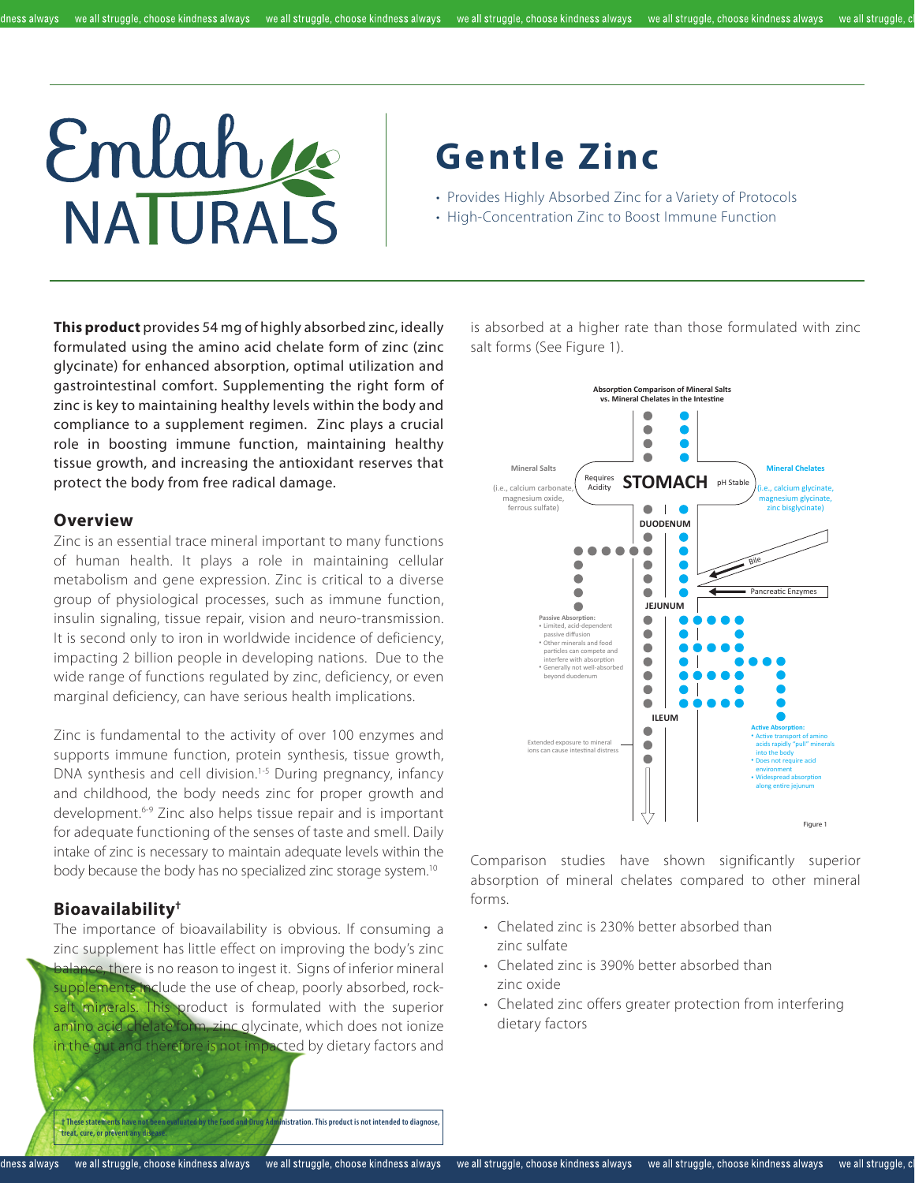# Emlah NATURALS

# Gentle Zinc

- Provides Highly Absorbed Zinc for a Variety of Protocols
- High-Concentration Zinc to Boost Immune Function

**This product** provides 54 mg of highly absorbed zinc, ideally formulated using the amino acid chelate form of zinc (zinc glycinate) for enhanced absorption, optimal utilization and gastrointestinal comfort. Supplementing the right form of zinc is key to maintaining healthy levels within the body and compliance to a supplement regimen. Zinc plays a crucial role in boosting immune function, maintaining healthy tissue growth, and increasing the antioxidant reserves that protect the body from free radical damage.

## Overview

Zinc is an essential trace mineral important to many functions of human health. It plays a role in maintaining cellular metabolism and gene expression. Zinc is critical to a diverse group of physiological processes, such as immune function, insulin signaling, tissue repair, vision and neuro-transmission. It is second only to iron in worldwide incidence of deficiency, impacting 2 billion people in developing nations. Due to the wide range of functions regulated by zinc, deficiency, or even marginal deficiency, can have serious health implications.

Zinc is fundamental to the activity of over 100 enzymes and supports immune function, protein synthesis, tissue growth, DNA synthesis and cell division.[1-5] During pregnancy, infancy and childhood, the body needs zinc for proper growth and development.[6-9] Zinc also helps tissue repair and is important for adequate functioning of the senses of taste and smell. Daily intake of zinc is necessary to maintain adequate levels within the body because the body has no specialized zinc storage system.[10]

## Bioavailability†

The importance of bioavailability is obvious. If consuming a zinc supplement has little effect on improving the body's zinc balance, there is no reason to ingest it. Signs of inferior mineral supplements include the use of cheap, poorly absorbed, rock-salt minerals. This product is formulated with the superior amino acid chelate form, zinc glycinate, which does not ionize in the gut and therefore is not impacted by dietary factors and is absorbed at a higher rate than those formulated with zinc salt forms (See Figure 1).

**Absorption Comparison of Mineral Salts vs. Mineral Chelates in the Intestine**

Mineral Salts (i.e., calcium carbonate, magnesium oxide, ferrous sulfate) — Requires Acidity — STOMACH — pH Stable — Mineral Chelates (i.e., calcium glycinate, magnesium glycinate, zinc bisglycinate)

DUODENUM — Bile — Pancreatic Enzymes — JEJUNUM — ILEUM

Passive Absorption:
- Limited, acid-dependent passive diffusion
- Other minerals and food particles can compete and interfere with absorption
- Generally not well-absorbed beyond duodenum

Extended exposure to mineral ions can cause intestinal distress

Active Absorption:
- Active transport of amino acids rapidly "pull" minerals into the body
- Does not require acid environment
- Widespread absorption along entire jejunum

Figure 1

Comparison studies have shown significantly superior absorption of mineral chelates compared to other mineral forms.

- Chelated zinc is 230% better absorbed than zinc sulfate
- Chelated zinc is 390% better absorbed than zinc oxide
- Chelated zinc offers greater protection from interfering dietary factors

† These statements have not been evaluated by the Food and Drug Administration. This product is not intended to diagnose, treat, cure, or prevent any disease.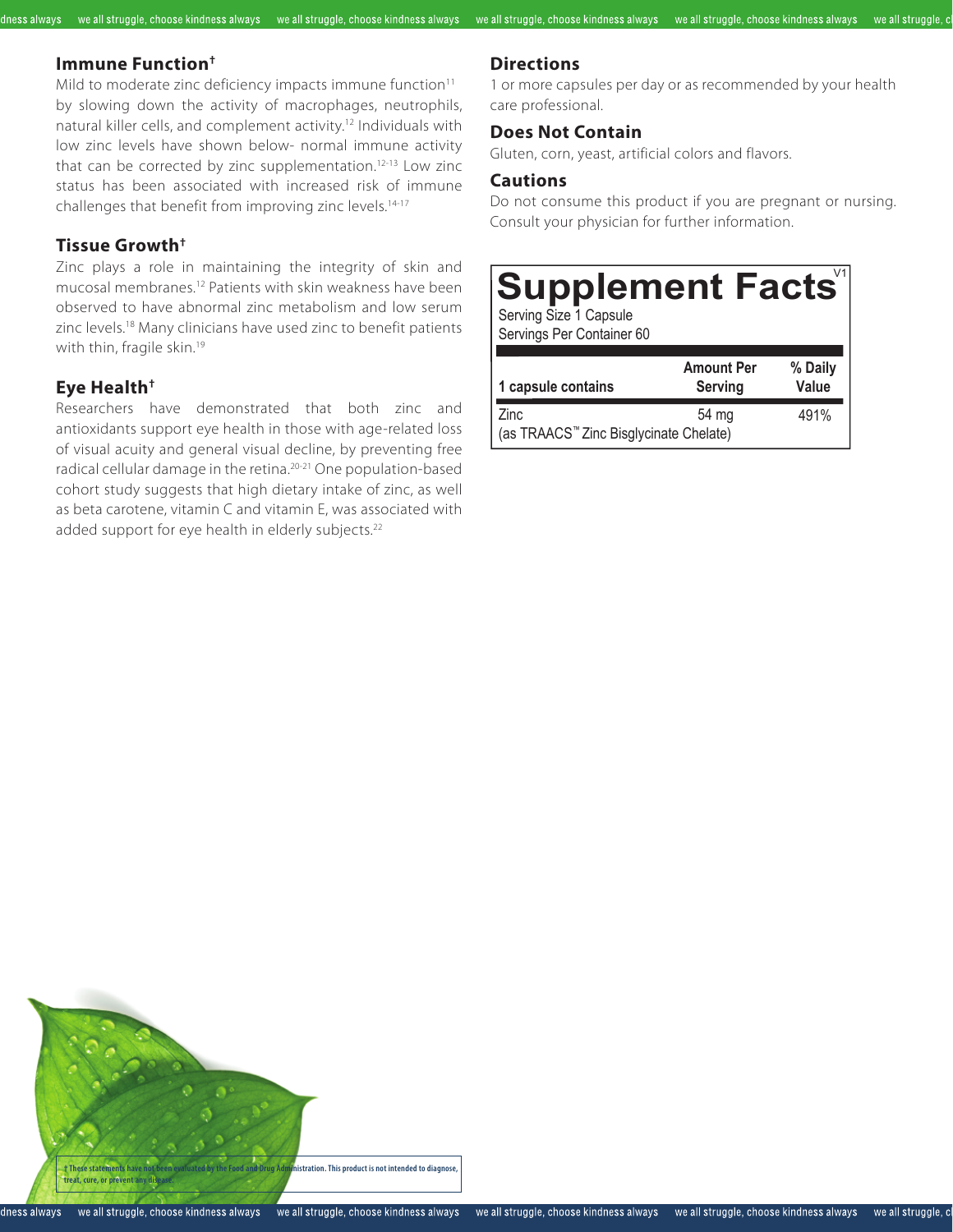## Immune Function†

Mild to moderate zinc deficiency impacts immune function[11] by slowing down the activity of macrophages, neutrophils, natural killer cells, and complement activity.[12] Individuals with low zinc levels have shown below- normal immune activity that can be corrected by zinc supplementation.[12-13] Low zinc status has been associated with increased risk of immune challenges that benefit from improving zinc levels.[14-17]

## Tissue Growth†

Zinc plays a role in maintaining the integrity of skin and mucosal membranes.[12] Patients with skin weakness have been observed to have abnormal zinc metabolism and low serum zinc levels.[18] Many clinicians have used zinc to benefit patients with thin, fragile skin.[19]

## Eye Health†

Researchers have demonstrated that both zinc and antioxidants support eye health in those with age-related loss of visual acuity and general visual decline, by preventing free radical cellular damage in the retina.[20-21] One population-based cohort study suggests that high dietary intake of zinc, as well as beta carotene, vitamin C and vitamin E, was associated with added support for eye health in elderly subjects.[22]

## Directions

1 or more capsules per day or as recommended by your health care professional.

## Does Not Contain

Gluten, corn, yeast, artificial colors and flavors.

## Cautions

Do not consume this product if you are pregnant or nursing. Consult your physician for further information.

# Supplement Facts

Serving Size 1 Capsule
Servings Per Container 60

| 1 capsule contains | Amount Per Serving | % Daily Value |
|---|---|---|
| Zinc (as TRAACS™ Zinc Bisglycinate Chelate) | 54 mg | 491% |

† These statements have not been evaluated by the Food and Drug Administration. This product is not intended to diagnose, treat, cure, or prevent any disease.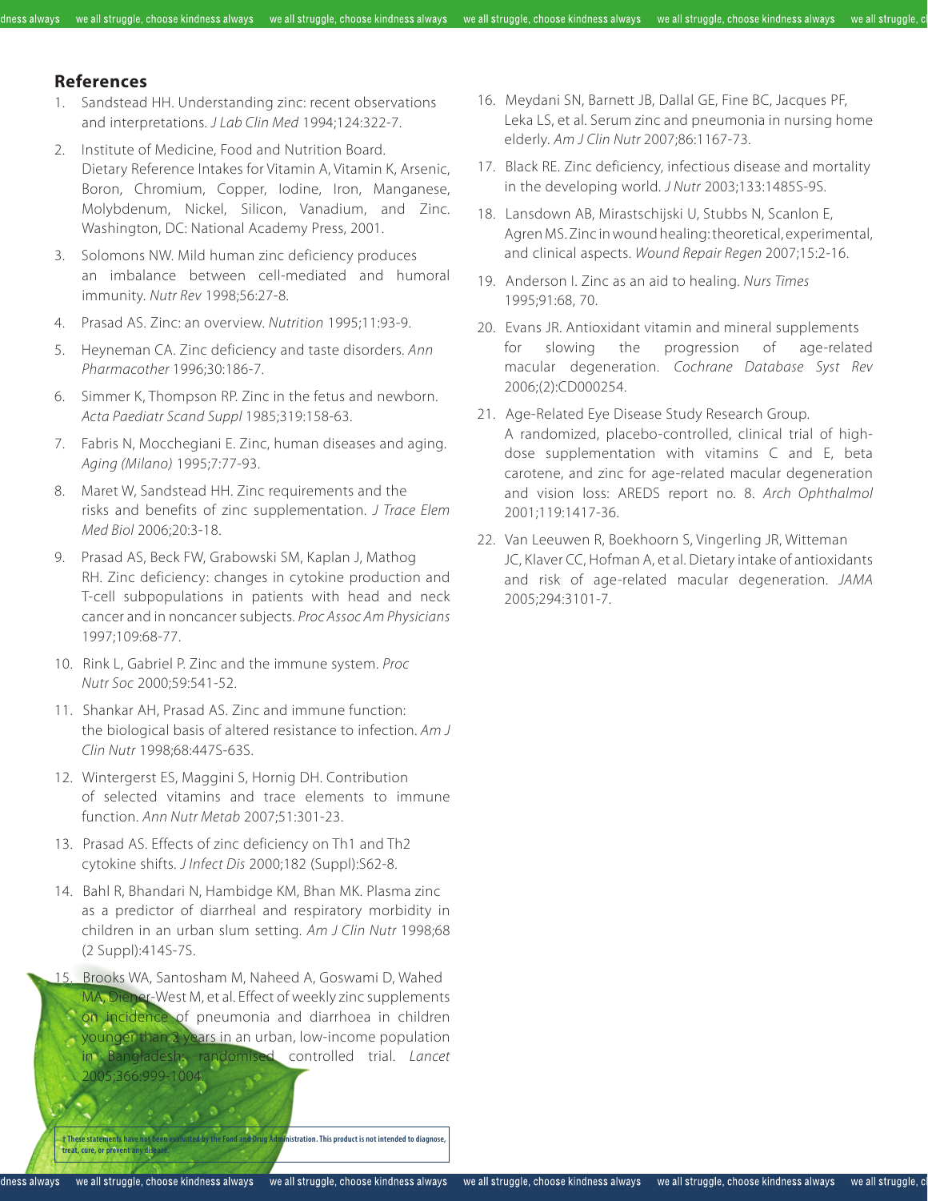## References

1. Sandstead HH. Understanding zinc: recent observations and interpretations. *J Lab Clin Med* 1994;124:322-7.
2. Institute of Medicine, Food and Nutrition Board. Dietary Reference Intakes for Vitamin A, Vitamin K, Arsenic, Boron, Chromium, Copper, Iodine, Iron, Manganese, Molybdenum, Nickel, Silicon, Vanadium, and Zinc. Washington, DC: National Academy Press, 2001.
3. Solomons NW. Mild human zinc deficiency produces an imbalance between cell-mediated and humoral immunity. *Nutr Rev* 1998;56:27-8.
4. Prasad AS. Zinc: an overview. *Nutrition* 1995;11:93-9.
5. Heyneman CA. Zinc deficiency and taste disorders. *Ann Pharmacother* 1996;30:186-7.
6. Simmer K, Thompson RP. Zinc in the fetus and newborn. *Acta Paediatr Scand Suppl* 1985;319:158-63.
7. Fabris N, Mocchegiani E. Zinc, human diseases and aging. *Aging (Milano)* 1995;7:77-93.
8. Maret W, Sandstead HH. Zinc requirements and the risks and benefits of zinc supplementation. *J Trace Elem Med Biol* 2006;20:3-18.
9. Prasad AS, Beck FW, Grabowski SM, Kaplan J, Mathog RH. Zinc deficiency: changes in cytokine production and T-cell subpopulations in patients with head and neck cancer and in noncancer subjects. *Proc Assoc Am Physicians* 1997;109:68-77.
10. Rink L, Gabriel P. Zinc and the immune system. *Proc Nutr Soc* 2000;59:541-52.
11. Shankar AH, Prasad AS. Zinc and immune function: the biological basis of altered resistance to infection. *Am J Clin Nutr* 1998;68:447S-63S.
12. Wintergerst ES, Maggini S, Hornig DH. Contribution of selected vitamins and trace elements to immune function. *Ann Nutr Metab* 2007;51:301-23.
13. Prasad AS. Effects of zinc deficiency on Th1 and Th2 cytokine shifts. *J Infect Dis* 2000;182 (Suppl):S62-8.
14. Bahl R, Bhandari N, Hambidge KM, Bhan MK. Plasma zinc as a predictor of diarrheal and respiratory morbidity in children in an urban slum setting. *Am J Clin Nutr* 1998;68 (2 Suppl):414S-7S.
15. Brooks WA, Santosham M, Naheed A, Goswami D, Wahed MA, Diener-West M, et al. Effect of weekly zinc supplements on incidence of pneumonia and diarrhoea in children younger than 2 years in an urban, low-income population in Bangladesh: randomised controlled trial. *Lancet* 2005;366:999-1004.
16. Meydani SN, Barnett JB, Dallal GE, Fine BC, Jacques PF, Leka LS, et al. Serum zinc and pneumonia in nursing home elderly. *Am J Clin Nutr* 2007;86:1167-73.
17. Black RE. Zinc deficiency, infectious disease and mortality in the developing world. *J Nutr* 2003;133:1485S-9S.
18. Lansdown AB, Mirastschijski U, Stubbs N, Scanlon E, Agren MS. Zinc in wound healing: theoretical, experimental, and clinical aspects. *Wound Repair Regen* 2007;15:2-16.
19. Anderson I. Zinc as an aid to healing. *Nurs Times* 1995;91:68, 70.
20. Evans JR. Antioxidant vitamin and mineral supplements for slowing the progression of age-related macular degeneration. *Cochrane Database Syst Rev* 2006;(2):CD000254.
21. Age-Related Eye Disease Study Research Group. A randomized, placebo-controlled, clinical trial of high-dose supplementation with vitamins C and E, beta carotene, and zinc for age-related macular degeneration and vision loss: AREDS report no. 8. *Arch Ophthalmol* 2001;119:1417-36.
22. Van Leeuwen R, Boekhoorn S, Vingerling JR, Witteman JC, Klaver CC, Hofman A, et al. Dietary intake of antioxidants and risk of age-related macular degeneration. *JAMA* 2005;294:3101-7.

**† These statements have not been evaluated by the Food and Drug Administration. This product is not intended to diagnose, treat, cure, or prevent any disease.**